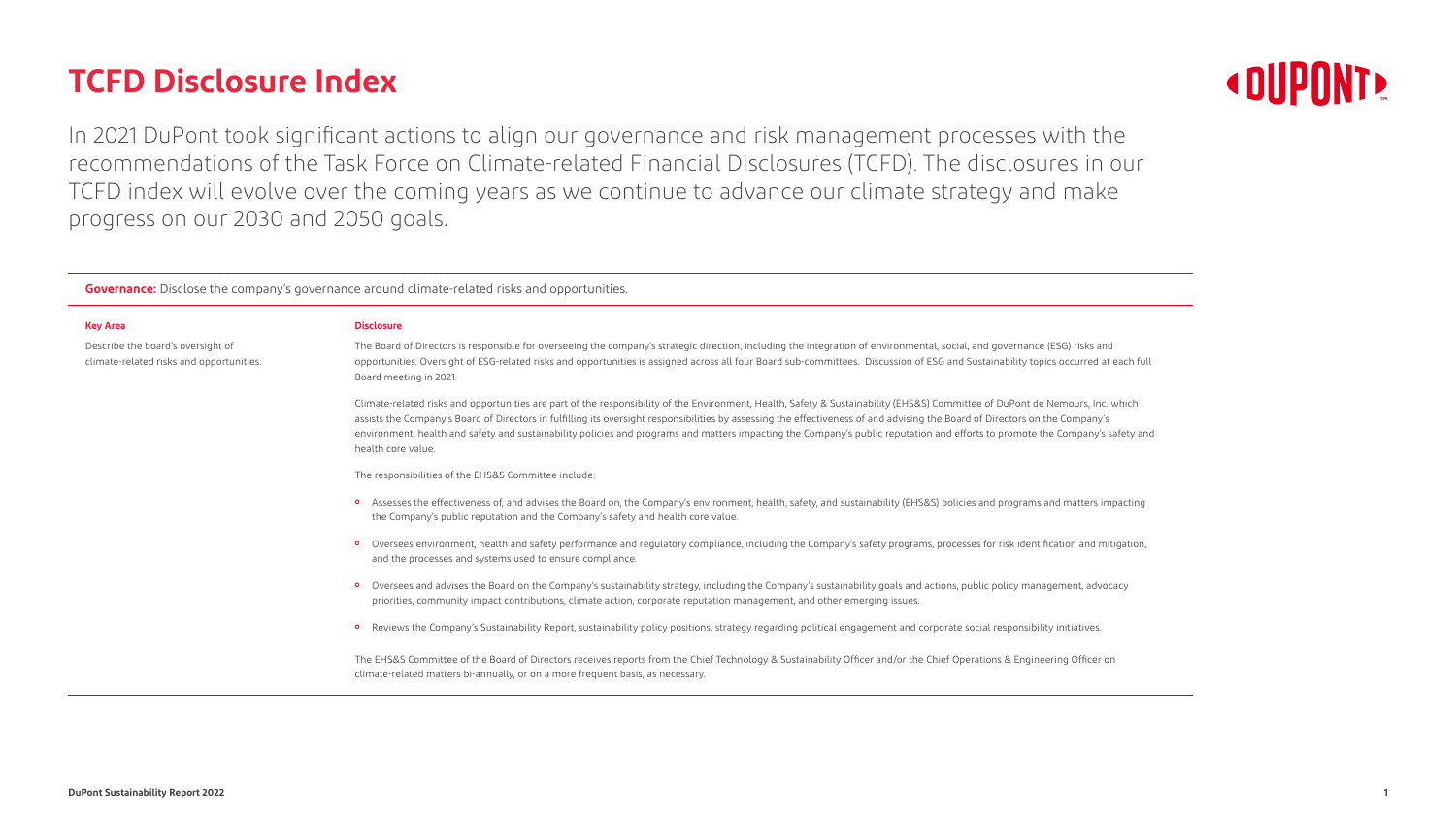# TCFD Disclosure Index

In 2021 DuPont took significant actions to align our governance and risk management processes with the recommendations of the Task Force on Climate-related Financial Disclosures (TCFD). The disclosures in our TCFD index will evolve over the coming years as we continue to advance our climate strategy and make progress on our 2030 and 2050 goals.

**Governance:** Disclose the company's governance around climate-related risks and opportunities.

| Key Area | Disclosure |
|---|---|
| Describe the board's oversight of climate-related risks and opportunities. | The Board of Directors is responsible for overseeing the company's strategic direction, including the integration of environmental, social, and governance (ESG) risks and opportunities. Oversight of ESG-related risks and opportunities is assigned across all four Board sub-committees. Discussion of ESG and Sustainability topics occurred at each full Board meeting in 2021.<br><br>Climate-related risks and opportunities are part of the responsibility of the Environment, Health, Safety & Sustainability (EHS&S) Committee of DuPont de Nemours, Inc. which assists the Company's Board of Directors in fulfilling its oversight responsibilities by assessing the effectiveness of and advising the Board of Directors on the Company's environment, health and safety and sustainability policies and programs and matters impacting the Company's public reputation and efforts to promote the Company's safety and health core value.<br><br>The responsibilities of the EHS&S Committee include:<br><br>• Assesses the effectiveness of, and advises the Board on, the Company's environment, health, safety, and sustainability (EHS&S) policies and programs and matters impacting the Company's public reputation and the Company's safety and health core value.<br><br>• Oversees environment, health and safety performance and regulatory compliance, including the Company's safety programs, processes for risk identification and mitigation, and the processes and systems used to ensure compliance.<br><br>• Oversees and advises the Board on the Company's sustainability strategy, including the Company's sustainability goals and actions, public policy management, advocacy priorities, community impact contributions, climate action, corporate reputation management, and other emerging issues.<br><br>• Reviews the Company's Sustainability Report, sustainability policy positions, strategy regarding political engagement and corporate social responsibility initiatives.<br><br>The EHS&S Committee of the Board of Directors receives reports from the Chief Technology & Sustainability Officer and/or the Chief Operations & Engineering Officer on climate-related matters bi-annually, or on a more frequent basis, as necessary. |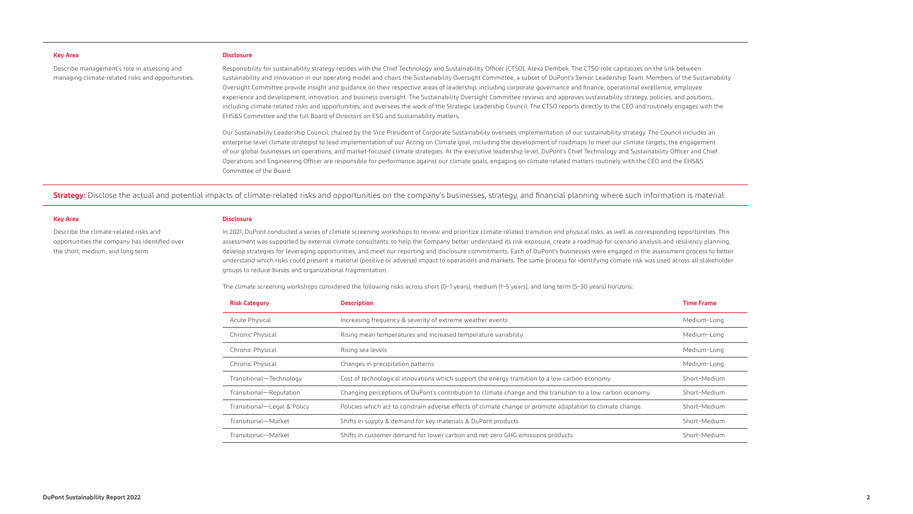| Key Area | Disclosure |
|---|---|
| Describe management's role in assessing and managing climate-related risks and opportunities. | Responsibility for sustainability strategy resides with the Chief Technology and Sustainability Officer (CTSO), Alexa Dembek. The CTSO role capitalizes on the link between sustainability and innovation in our operating model and chairs the Sustainability Oversight Committee, a subset of DuPont's Senior Leadership Team. Members of the Sustainability Oversight Committee provide insight and guidance on their respective areas of leadership, including corporate governance and finance, operational excellence, employee experience and development, innovation, and business oversight. The Sustainability Oversight Committee reviews and approves sustainability strategy, policies, and positions, including climate-related risks and opportunities, and oversees the work of the Strategic Leadership Council. The CTSO reports directly to the CEO and routinely engages with the EHS&S Committee and the full Board of Directors on ESG and Sustainability matters.<br><br>Our Sustainability Leadership Council, chaired by the Vice President of Corporate Sustainability oversees implementation of our sustainability strategy. The Council includes an enterprise-level climate strategist to lead implementation of our Acting on Climate goal, including the development of roadmaps to meet our climate targets, the engagement of our global businesses on operations, and market-focused climate strategies. At the executive leadership level, DuPont's Chief Technology and Sustainability Officer and Chief Operations and Engineering Officer are responsible for performance against our climate goals, engaging on climate-related matters routinely with the CEO and the EHS&S Committee of the Board. |

**Strategy:** Disclose the actual and potential impacts of climate-related risks and opportunities on the company's businesses, strategy, and financial planning where such information is material.

| Key Area | Disclosure |
|---|---|
| Describe the climate-related risks and opportunities the company has identified over the short, medium, and long term. | In 2021, DuPont conducted a series of climate screening workshops to review and prioritize climate-related transition and physical risks, as well as corresponding opportunities. This assessment was supported by external climate consultants, to help the Company better understand its risk exposure, create a roadmap for scenario analysis and resiliency planning, develop strategies for leveraging opportunities, and meet our reporting and disclosure commitments. Each of DuPont's businesses were engaged in the assessment process to better understand which risks could present a material (positive or adverse) impact to operations and markets. The same process for identifying climate risk was used across all stakeholder groups to reduce biases and organizational fragmentation.<br><br>The climate screening workshops considered the following risks across short (0–1 years), medium (1–5 years), and long term (5–30 years) horizons: |

| Risk Category | Description | Time Frame |
|---|---|---|
| Acute Physical | Increasing frequency & severity of extreme weather events | Medium–Long |
| Chronic Physical | Rising mean temperatures and increased temperature variability. | Medium–Long |
| Chronic Physical | Rising sea levels | Medium–Long |
| Chronic Physical | Changes in precipitation patterns | Medium–Long |
| Transitional—Technology | Cost of technological innovations which support the energy transition to a low carbon economy. | Short–Medium |
| Transitional—Reputation | Changing perceptions of DuPont's contribution to climate change and the transition to a low carbon economy. | Short–Medium |
| Transitional—Legal & Policy | Policies which act to constrain adverse effects of climate change or promote adaptation to climate change. | Short–Medium |
| Transitional—Market | Shifts in supply & demand for key materials & DuPont products | Short–Medium |
| Transitional—Market | Shifts in customer demand for lower carbon and net-zero GHG emissions products | Short–Medium |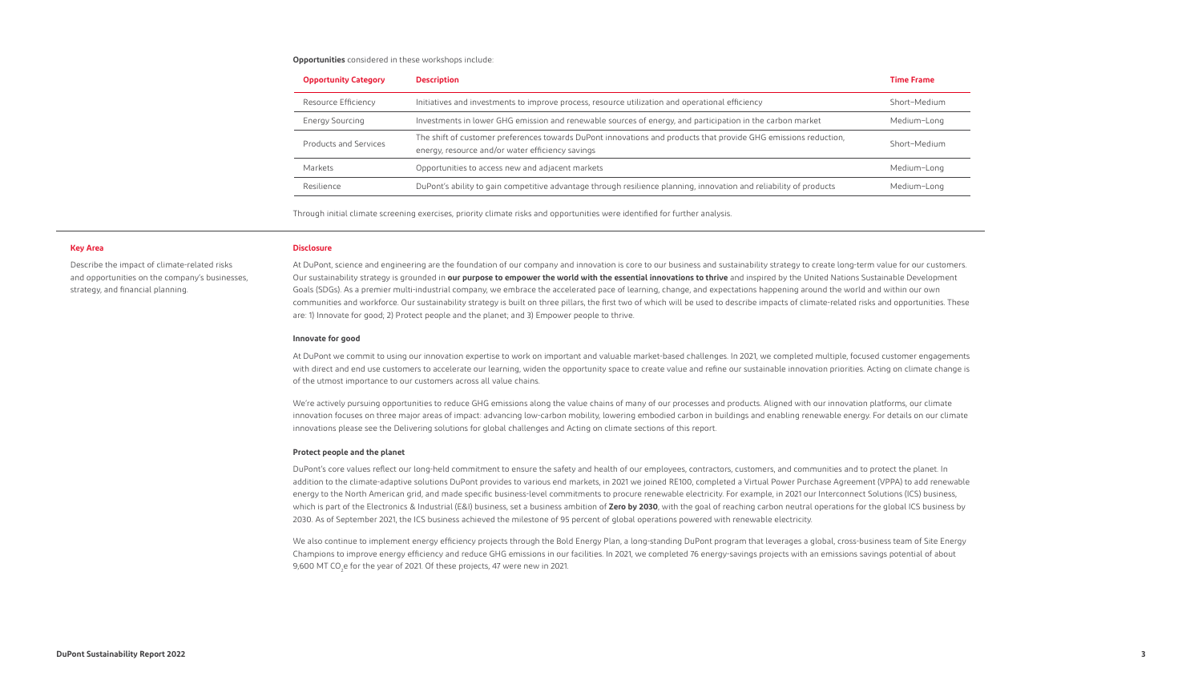**Opportunities** considered in these workshops include:

| Opportunity Category | Description | Time Frame |
|---|---|---|
| Resource Efficiency | Initiatives and investments to improve process, resource utilization and operational efficiency | Short–Medium |
| Energy Sourcing | Investments in lower GHG emission and renewable sources of energy, and participation in the carbon market | Medium–Long |
| Products and Services | The shift of customer preferences towards DuPont innovations and products that provide GHG emissions reduction, energy, resource and/or water efficiency savings | Short–Medium |
| Markets | Opportunities to access new and adjacent markets | Medium–Long |
| Resilience | DuPont's ability to gain competitive advantage through resilience planning, innovation and reliability of products | Medium–Long |

Through initial climate screening exercises, priority climate risks and opportunities were identified for further analysis.

| Key Area | Disclosure |
|---|---|
| Describe the impact of climate-related risks and opportunities on the company's businesses, strategy, and financial planning. | See below |

At DuPont, science and engineering are the foundation of our company and innovation is core to our business and sustainability strategy to create long-term value for our customers. Our sustainability strategy is grounded in **our purpose to empower the world with the essential innovations to thrive** and inspired by the United Nations Sustainable Development Goals (SDGs). As a premier multi-industrial company, we embrace the accelerated pace of learning, change, and expectations happening around the world and within our own communities and workforce. Our sustainability strategy is built on three pillars, the first two of which will be used to describe impacts of climate-related risks and opportunities. These are: 1) Innovate for good; 2) Protect people and the planet; and 3) Empower people to thrive.

**Innovate for good**

At DuPont we commit to using our innovation expertise to work on important and valuable market-based challenges. In 2021, we completed multiple, focused customer engagements with direct and end use customers to accelerate our learning, widen the opportunity space to create value and refine our sustainable innovation priorities. Acting on climate change is of the utmost importance to our customers across all value chains.

We're actively pursuing opportunities to reduce GHG emissions along the value chains of many of our processes and products. Aligned with our innovation platforms, our climate innovation focuses on three major areas of impact: advancing low-carbon mobility, lowering embodied carbon in buildings and enabling renewable energy. For details on our climate innovations please see the Delivering solutions for global challenges and Acting on climate sections of this report.

**Protect people and the planet**

DuPont's core values reflect our long-held commitment to ensure the safety and health of our employees, contractors, customers, and communities and to protect the planet. In addition to the climate-adaptive solutions DuPont provides to various end markets, in 2021 we joined RE100, completed a Virtual Power Purchase Agreement (VPPA) to add renewable energy to the North American grid, and made specific business-level commitments to procure renewable electricity. For example, in 2021 our Interconnect Solutions (ICS) business, which is part of the Electronics & Industrial (E&I) business, set a business ambition of **Zero by 2030**, with the goal of reaching carbon neutral operations for the global ICS business by 2030. As of September 2021, the ICS business achieved the milestone of 95 percent of global operations powered with renewable electricity.

We also continue to implement energy efficiency projects through the Bold Energy Plan, a long-standing DuPont program that leverages a global, cross-business team of Site Energy Champions to improve energy efficiency and reduce GHG emissions in our facilities. In 2021, we completed 76 energy-savings projects with an emissions savings potential of about 9,600 MT $CO_2e$ for the year of 2021. Of these projects, 47 were new in 2021.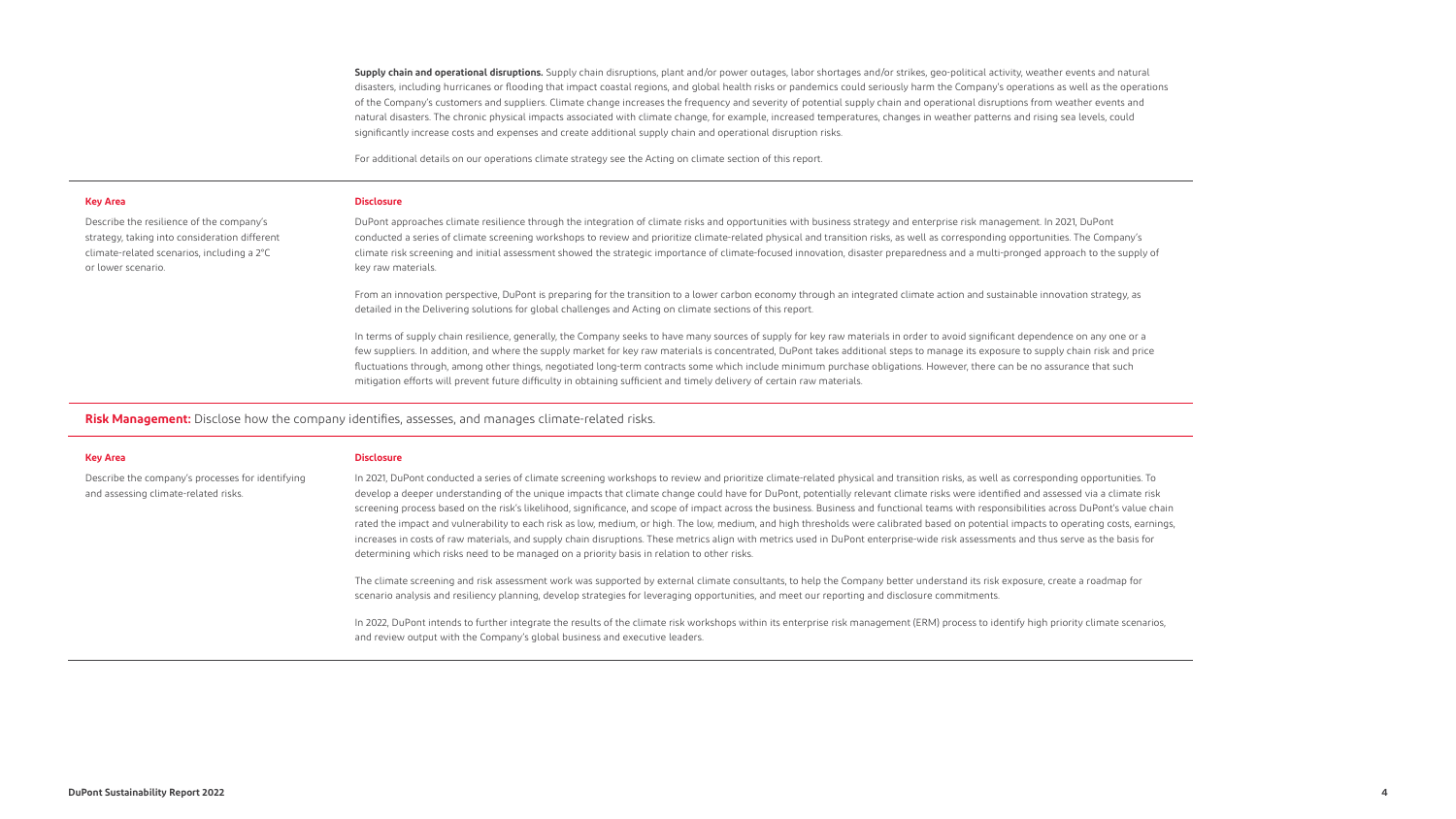**Supply chain and operational disruptions.** Supply chain disruptions, plant and/or power outages, labor shortages and/or strikes, geo-political activity, weather events and natural disasters, including hurricanes or flooding that impact coastal regions, and global health risks or pandemics could seriously harm the Company's operations as well as the operations of the Company's customers and suppliers. Climate change increases the frequency and severity of potential supply chain and operational disruptions from weather events and natural disasters. The chronic physical impacts associated with climate change, for example, increased temperatures, changes in weather patterns and rising sea levels, could significantly increase costs and expenses and create additional supply chain and operational disruption risks.

For additional details on our operations climate strategy see the Acting on climate section of this report.

| Key Area | Disclosure |
|---|---|
| Describe the resilience of the company's strategy, taking into consideration different climate-related scenarios, including a 2°C or lower scenario. | DuPont approaches climate resilience through the integration of climate risks and opportunities with business strategy and enterprise risk management. In 2021, DuPont conducted a series of climate screening workshops to review and prioritize climate-related physical and transition risks, as well as corresponding opportunities. The Company's climate risk screening and initial assessment showed the strategic importance of climate-focused innovation, disaster preparedness and a multi-pronged approach to the supply of key raw materials.<br><br>From an innovation perspective, DuPont is preparing for the transition to a lower carbon economy through an integrated climate action and sustainable innovation strategy, as detailed in the Delivering solutions for global challenges and Acting on climate sections of this report.<br><br>In terms of supply chain resilience, generally, the Company seeks to have many sources of supply for key raw materials in order to avoid significant dependence on any one or a few suppliers. In addition, and where the supply market for key raw materials is concentrated, DuPont takes additional steps to manage its exposure to supply chain risk and price fluctuations through, among other things, negotiated long-term contracts some which include minimum purchase obligations. However, there can be no assurance that such mitigation efforts will prevent future difficulty in obtaining sufficient and timely delivery of certain raw materials. |

**Risk Management:** Disclose how the company identifies, assesses, and manages climate-related risks.

| Key Area | Disclosure |
|---|---|
| Describe the company's processes for identifying and assessing climate-related risks. | In 2021, DuPont conducted a series of climate screening workshops to review and prioritize climate-related physical and transition risks, as well as corresponding opportunities. To develop a deeper understanding of the unique impacts that climate change could have for DuPont, potentially relevant climate risks were identified and assessed via a climate risk screening process based on the risk's likelihood, significance, and scope of impact across the business. Business and functional teams with responsibilities across DuPont's value chain rated the impact and vulnerability to each risk as low, medium, or high. The low, medium, and high thresholds were calibrated based on potential impacts to operating costs, earnings, increases in costs of raw materials, and supply chain disruptions. These metrics align with metrics used in DuPont enterprise-wide risk assessments and thus serve as the basis for determining which risks need to be managed on a priority basis in relation to other risks.<br><br>The climate screening and risk assessment work was supported by external climate consultants, to help the Company better understand its risk exposure, create a roadmap for scenario analysis and resiliency planning, develop strategies for leveraging opportunities, and meet our reporting and disclosure commitments.<br><br>In 2022, DuPont intends to further integrate the results of the climate risk workshops within its enterprise risk management (ERM) process to identify high priority climate scenarios, and review output with the Company's global business and executive leaders. |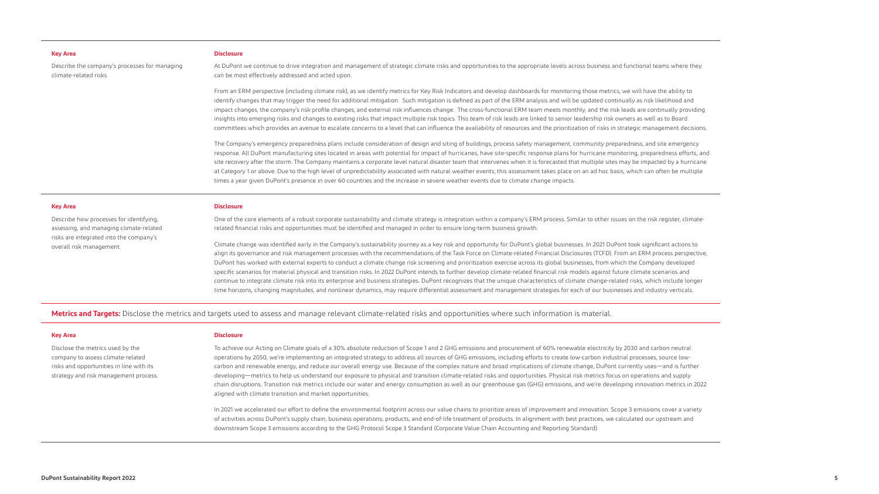| Key Area | Disclosure |
| --- | --- |
| Describe the company's processes for managing climate-related risks. | At DuPont we continue to drive integration and management of strategic climate risks and opportunities to the appropriate levels across business and functional teams where they can be most effectively addressed and acted upon.<br><br>From an ERM perspective (including climate risk), as we identify metrics for Key Risk Indicators and develop dashboards for monitoring those metrics, we will have the ability to identify changes that may trigger the need for additional mitigation. Such mitigation is defined as part of the ERM analysis and will be updated continually as risk likelihood and impact changes, the company's risk profile changes, and external risk influences change. The cross-functional ERM team meets monthly, and the risk leads are continually providing insights into emerging risks and changes to existing risks that impact multiple risk topics. This team of risk leads are linked to senior leadership risk owners as well as to Board committees which provides an avenue to escalate concerns to a level that can influence the availability of resources and the prioritization of risks in strategic management decisions.<br><br>The Company's emergency preparedness plans include consideration of design and siting of buildings, process safety management, community preparedness, and site emergency response. All DuPont manufacturing sites located in areas with potential for impact of hurricanes, have site-specific response plans for hurricane monitoring, preparedness efforts, and site recovery after the storm. The Company maintains a corporate level natural disaster team that intervenes when it is forecasted that multiple sites may be impacted by a hurricane at Category 1 or above. Due to the high level of unpredictability associated with natural weather events, this assessment takes place on an ad hoc basis, which can often be multiple times a year given DuPont's presence in over 60 countries and the increase in severe weather events due to climate change impacts. |

| Key Area | Disclosure |
| --- | --- |
| Describe how processes for identifying, assessing, and managing climate-related risks are integrated into the company's overall risk management. | One of the core elements of a robust corporate sustainability and climate strategy is integration within a company's ERM process. Similar to other issues on the risk register, climate-related financial risks and opportunities must be identified and managed in order to ensure long-term business growth.<br><br>Climate change was identified early in the Company's sustainability journey as a key risk and opportunity for DuPont's global businesses. In 2021 DuPont took significant actions to align its governance and risk management processes with the recommendations of the Task Force on Climate-related Financial Disclosures (TCFD). From an ERM process perspective, DuPont has worked with external experts to conduct a climate change risk screening and prioritization exercise across its global businesses, from which the Company developed specific scenarios for material physical and transition risks. In 2022 DuPont intends to further develop climate-related financial risk models against future climate scenarios and continue to integrate climate risk into its enterprise and business strategies. DuPont recognizes that the unique characteristics of climate change-related risks, which include longer time horizons, changing magnitudes, and nonlinear dynamics, may require differential assessment and management strategies for each of our businesses and industry verticals. |

## **Metrics and Targets:** Disclose the metrics and targets used to assess and manage relevant climate-related risks and opportunities where such information is material.

| Key Area | Disclosure |
| --- | --- |
| Disclose the metrics used by the company to assess climate-related risks and opportunities in line with its strategy and risk management process. | To achieve our Acting on Climate goals of a 30% absolute reduction of Scope 1 and 2 GHG emissions and procurement of 60% renewable electricity by 2030 and carbon neutral operations by 2050, we're implementing an integrated strategy to address all sources of GHG emissions, including efforts to create low-carbon industrial processes, source low-carbon and renewable energy, and reduce our overall energy use. Because of the complex nature and broad implications of climate change, DuPont currently uses—and is further developing—metrics to help us understand our exposure to physical and transition climate-related risks and opportunities. Physical risk metrics focus on operations and supply chain disruptions. Transition risk metrics include our water and energy consumption as well as our greenhouse gas (GHG) emissions, and we're developing innovation metrics in 2022 aligned with climate transition and market opportunities.<br><br>In 2021 we accelerated our effort to define the environmental footprint across our value chains to prioritize areas of improvement and innovation. Scope 3 emissions cover a variety of activities across DuPont's supply chain, business operations, products, and end-of-life treatment of products. In alignment with best practices, we calculated our upstream and downstream Scope 3 emissions according to the GHG Protocol Scope 3 Standard (Corporate Value Chain Accounting and Reporting Standard). |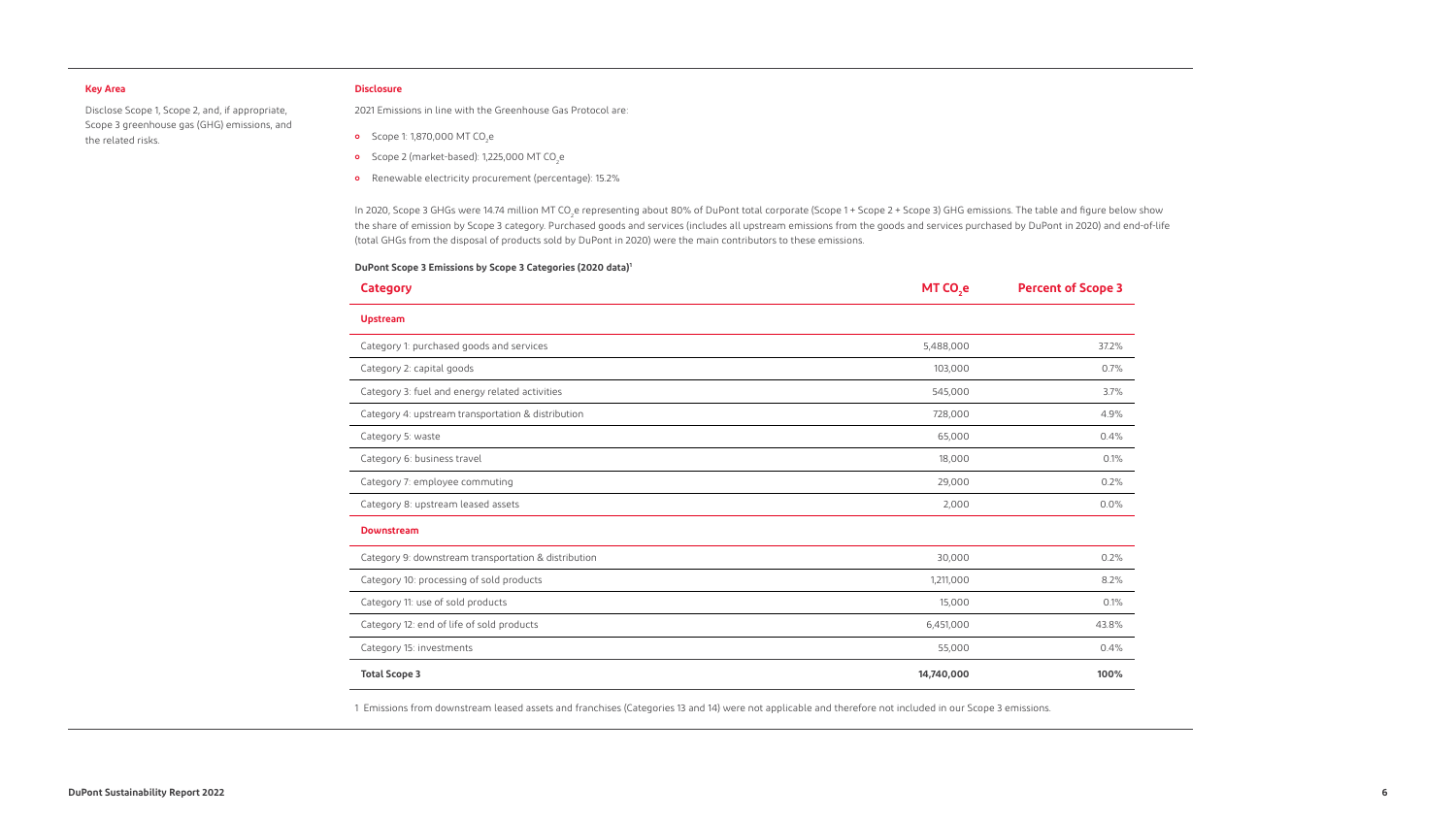| Key Area | Disclosure |
|---|---|
| Disclose Scope 1, Scope 2, and, if appropriate, Scope 3 greenhouse gas (GHG) emissions, and the related risks. | 2021 Emissions in line with the Greenhouse Gas Protocol are: |

2021 Emissions in line with the Greenhouse Gas Protocol are:

- Scope 1: 1,870,000 MT $CO_2e$
- Scope 2 (market-based): 1,225,000 MT $CO_2e$
- Renewable electricity procurement (percentage): 15.2%

In 2020, Scope 3 GHGs were 14.74 million MT $CO_2e$ representing about 80% of DuPont total corporate (Scope 1 + Scope 2 + Scope 3) GHG emissions. The table and figure below show the share of emission by Scope 3 category. Purchased goods and services (includes all upstream emissions from the goods and services purchased by DuPont in 2020) and end-of-life (total GHGs from the disposal of products sold by DuPont in 2020) were the main contributors to these emissions.

**DuPont Scope 3 Emissions by Scope 3 Categories (2020 data)[1]**

| Category | MT $CO_2e$ | Percent of Scope 3 |
|---|---|---|
| **Upstream** | | |
| Category 1: purchased goods and services | 5,488,000 | 37.2% |
| Category 2: capital goods | 103,000 | 0.7% |
| Category 3: fuel and energy related activities | 545,000 | 3.7% |
| Category 4: upstream transportation & distribution | 728,000 | 4.9% |
| Category 5: waste | 65,000 | 0.4% |
| Category 6: business travel | 18,000 | 0.1% |
| Category 7: employee commuting | 29,000 | 0.2% |
| Category 8: upstream leased assets | 2,000 | 0.0% |
| **Downstream** | | |
| Category 9: downstream transportation & distribution | 30,000 | 0.2% |
| Category 10: processing of sold products | 1,211,000 | 8.2% |
| Category 11: use of sold products | 15,000 | 0.1% |
| Category 12: end of life of sold products | 6,451,000 | 43.8% |
| Category 15: investments | 55,000 | 0.4% |
| **Total Scope 3** | **14,740,000** | **100%** |

1 Emissions from downstream leased assets and franchises (Categories 13 and 14) were not applicable and therefore not included in our Scope 3 emissions.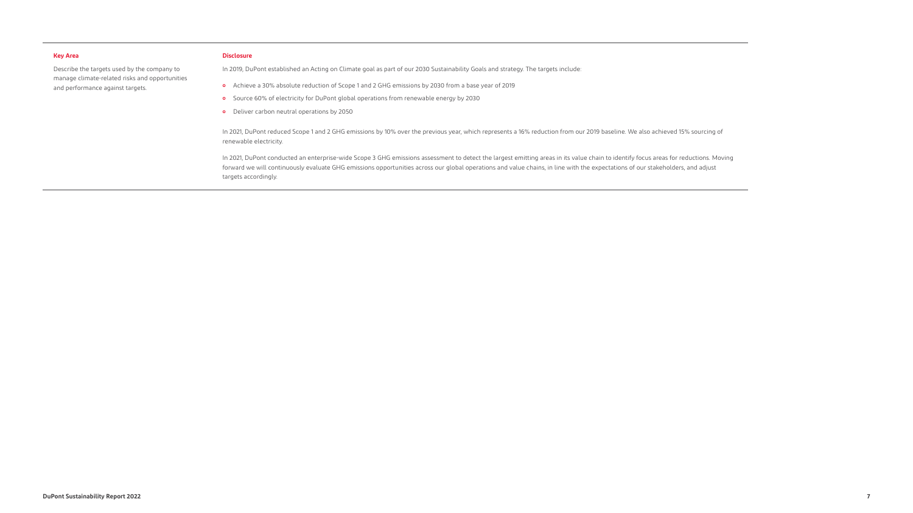| Key Area | Disclosure |
|---|---|
| Describe the targets used by the company to manage climate-related risks and opportunities and performance against targets. | In 2019, DuPont established an Acting on Climate goal as part of our 2030 Sustainability Goals and strategy. The targets include:<br>• Achieve a 30% absolute reduction of Scope 1 and 2 GHG emissions by 2030 from a base year of 2019<br>• Source 60% of electricity for DuPont global operations from renewable energy by 2030<br>• Deliver carbon neutral operations by 2050<br><br>In 2021, DuPont reduced Scope 1 and 2 GHG emissions by 10% over the previous year, which represents a 16% reduction from our 2019 baseline. We also achieved 15% sourcing of renewable electricity.<br><br>In 2021, DuPont conducted an enterprise-wide Scope 3 GHG emissions assessment to detect the largest emitting areas in its value chain to identify focus areas for reductions. Moving forward we will continuously evaluate GHG emissions opportunities across our global operations and value chains, in line with the expectations of our stakeholders, and adjust targets accordingly. |